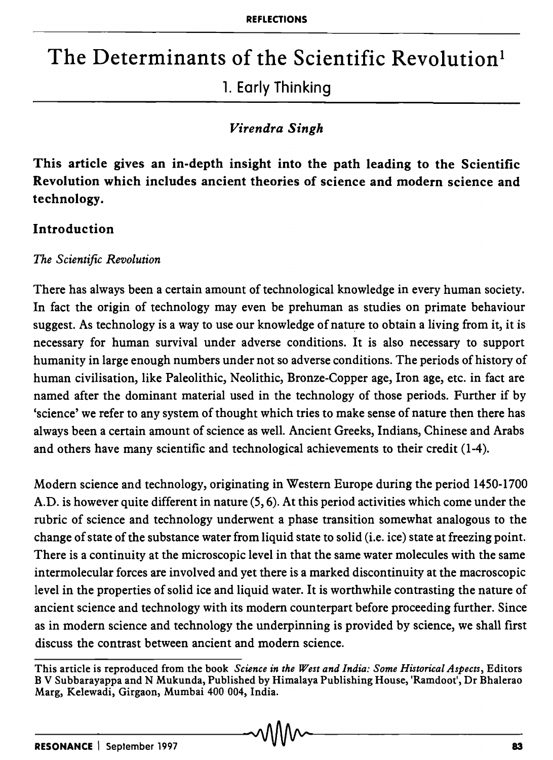# The Determinants of the Scientific Revolution[1]

## 1. Early Thinking

*Virendra Singh*

**This article gives an in-depth insight into the path leading to the Scientific Revolution which includes ancient theories of science and modern science and technology.**

### Introduction

*The Scientific Revolution*

There has always been a certain amount of technological knowledge in every human society. In fact the origin of technology may even be prehuman as studies on primate behaviour suggest. As technology is a way to use our knowledge of nature to obtain a living from it, it is necessary for human survival under adverse conditions. It is also necessary to support humanity in large enough numbers under not so adverse conditions. The periods of history of human civilisation, like Paleolithic, Neolithic, Bronze-Copper age, Iron age, etc. in fact are named after the dominant material used in the technology of those periods. Further if by 'science' we refer to any system of thought which tries to make sense of nature then there has always been a certain amount of science as well. Ancient Greeks, Indians, Chinese and Arabs and others have many scientific and technological achievements to their credit (1-4).

Modern science and technology, originating in Western Europe during the period 1450-1700 A.D. is however quite different in nature (5, 6). At this period activities which come under the rubric of science and technology underwent a phase transition somewhat analogous to the change of state of the substance water from liquid state to solid (i.e. ice) state at freezing point. There is a continuity at the microscopic level in that the same water molecules with the same intermolecular forces are involved and yet there is a marked discontinuity at the macroscopic level in the properties of solid ice and liquid water. It is worthwhile contrasting the nature of ancient science and technology with its modern counterpart before proceeding further. Since as in modern science and technology the underpinning is provided by science, we shall first discuss the contrast between ancient and modern science.

---

This article is reproduced from the book *Science in the West and India: Some Historical Aspects*, Editors B V Subbarayappa and N Mukunda, Published by Himalaya Publishing House, 'Ramdoot', Dr Bhalerao Marg, Kelewadi, Girgaon, Mumbai 400 004, India.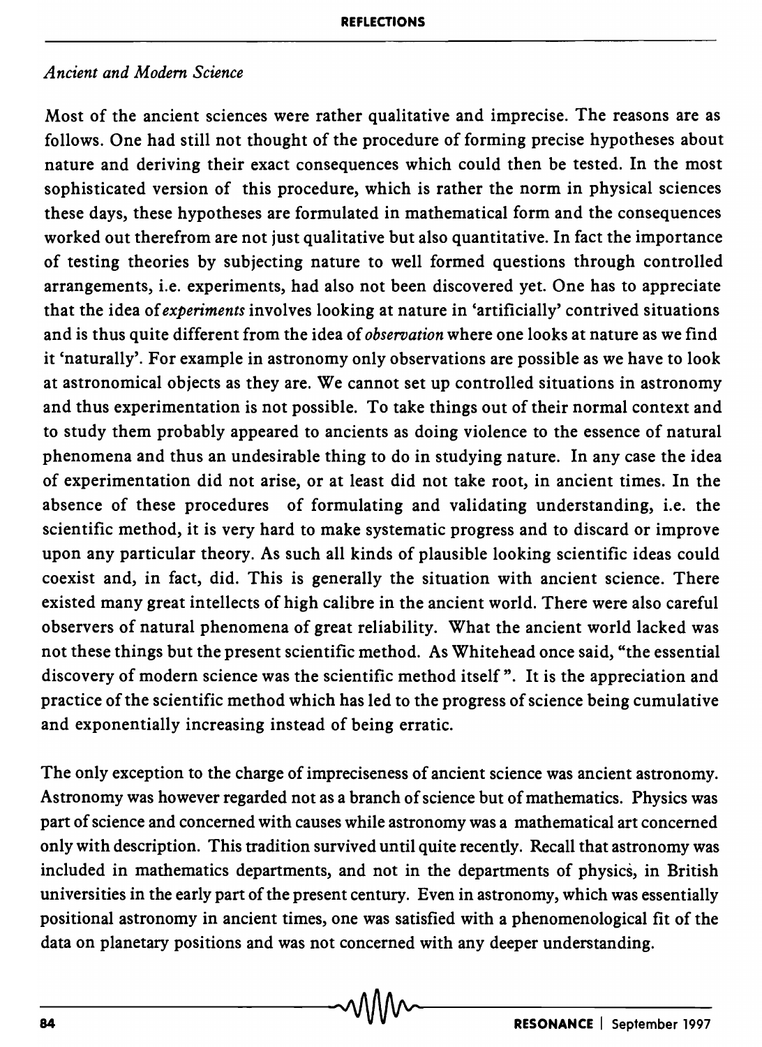### *Ancient and Modern Science*

Most of the ancient sciences were rather qualitative and imprecise. The reasons are as follows. One had still not thought of the procedure of forming precise hypotheses about nature and deriving their exact consequences which could then be tested. In the most sophisticated version of this procedure, which is rather the norm in physical sciences these days, these hypotheses are formulated in mathematical form and the consequences worked out therefrom are not just qualitative but also quantitative. In fact the importance of testing theories by subjecting nature to well formed questions through controlled arrangements, i.e. experiments, had also not been discovered yet. One has to appreciate that the idea of *experiments* involves looking at nature in 'artificially' contrived situations and is thus quite different from the idea of *observation* where one looks at nature as we find it 'naturally'. For example in astronomy only observations are possible as we have to look at astronomical objects as they are. We cannot set up controlled situations in astronomy and thus experimentation is not possible. To take things out of their normal context and to study them probably appeared to ancients as doing violence to the essence of natural phenomena and thus an undesirable thing to do in studying nature. In any case the idea of experimentation did not arise, or at least did not take root, in ancient times. In the absence of these procedures of formulating and validating understanding, i.e. the scientific method, it is very hard to make systematic progress and to discard or improve upon any particular theory. As such all kinds of plausible looking scientific ideas could coexist and, in fact, did. This is generally the situation with ancient science. There existed many great intellects of high calibre in the ancient world. There were also careful observers of natural phenomena of great reliability. What the ancient world lacked was not these things but the present scientific method. As Whitehead once said, "the essential discovery of modern science was the scientific method itself". It is the appreciation and practice of the scientific method which has led to the progress of science being cumulative and exponentially increasing instead of being erratic.

The only exception to the charge of impreciseness of ancient science was ancient astronomy. Astronomy was however regarded not as a branch of science but of mathematics. Physics was part of science and concerned with causes while astronomy was a mathematical art concerned only with description. This tradition survived until quite recently. Recall that astronomy was included in mathematics departments, and not in the departments of physics, in British universities in the early part of the present century. Even in astronomy, which was essentially positional astronomy in ancient times, one was satisfied with a phenomenological fit of the data on planetary positions and was not concerned with any deeper understanding.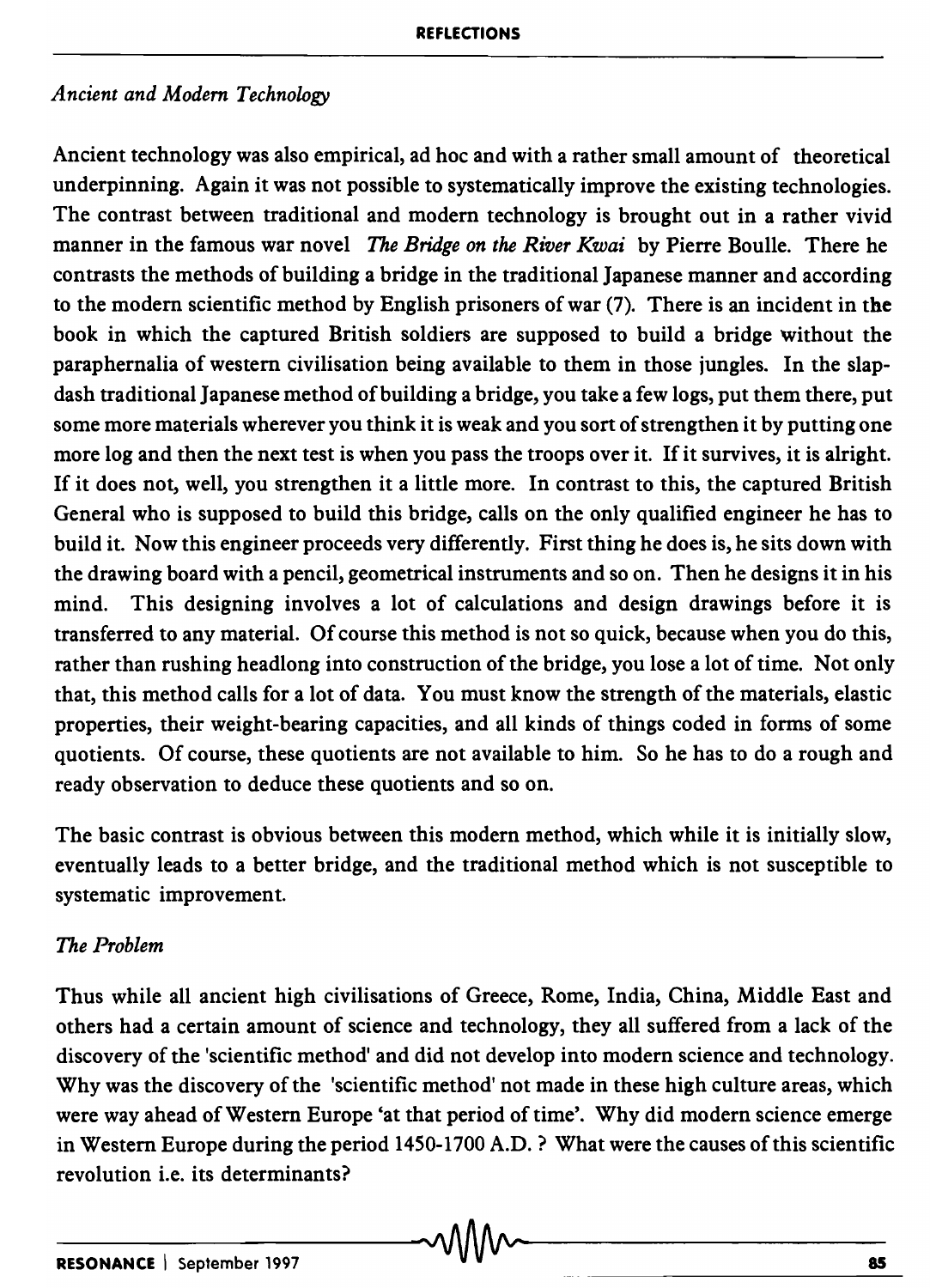*Ancient and Modern Technology*

Ancient technology was also empirical, ad hoc and with a rather small amount of theoretical underpinning. Again it was not possible to systematically improve the existing technologies. The contrast between traditional and modern technology is brought out in a rather vivid manner in the famous war novel *The Bridge on the River Kwai* by Pierre Boulle. There he contrasts the methods of building a bridge in the traditional Japanese manner and according to the modern scientific method by English prisoners of war (7). There is an incident in the book in which the captured British soldiers are supposed to build a bridge without the paraphernalia of western civilisation being available to them in those jungles. In the slap-dash traditional Japanese method of building a bridge, you take a few logs, put them there, put some more materials wherever you think it is weak and you sort of strengthen it by putting one more log and then the next test is when you pass the troops over it. If it survives, it is alright. If it does not, well, you strengthen it a little more. In contrast to this, the captured British General who is supposed to build this bridge, calls on the only qualified engineer he has to build it. Now this engineer proceeds very differently. First thing he does is, he sits down with the drawing board with a pencil, geometrical instruments and so on. Then he designs it in his mind. This designing involves a lot of calculations and design drawings before it is transferred to any material. Of course this method is not so quick, because when you do this, rather than rushing headlong into construction of the bridge, you lose a lot of time. Not only that, this method calls for a lot of data. You must know the strength of the materials, elastic properties, their weight-bearing capacities, and all kinds of things coded in forms of some quotients. Of course, these quotients are not available to him. So he has to do a rough and ready observation to deduce these quotients and so on.

The basic contrast is obvious between this modern method, which while it is initially slow, eventually leads to a better bridge, and the traditional method which is not susceptible to systematic improvement.

*The Problem*

Thus while all ancient high civilisations of Greece, Rome, India, China, Middle East and others had a certain amount of science and technology, they all suffered from a lack of the discovery of the 'scientific method' and did not develop into modern science and technology. Why was the discovery of the 'scientific method' not made in these high culture areas, which were way ahead of Western Europe 'at that period of time'. Why did modern science emerge in Western Europe during the period 1450-1700 A.D. ? What were the causes of this scientific revolution i.e. its determinants?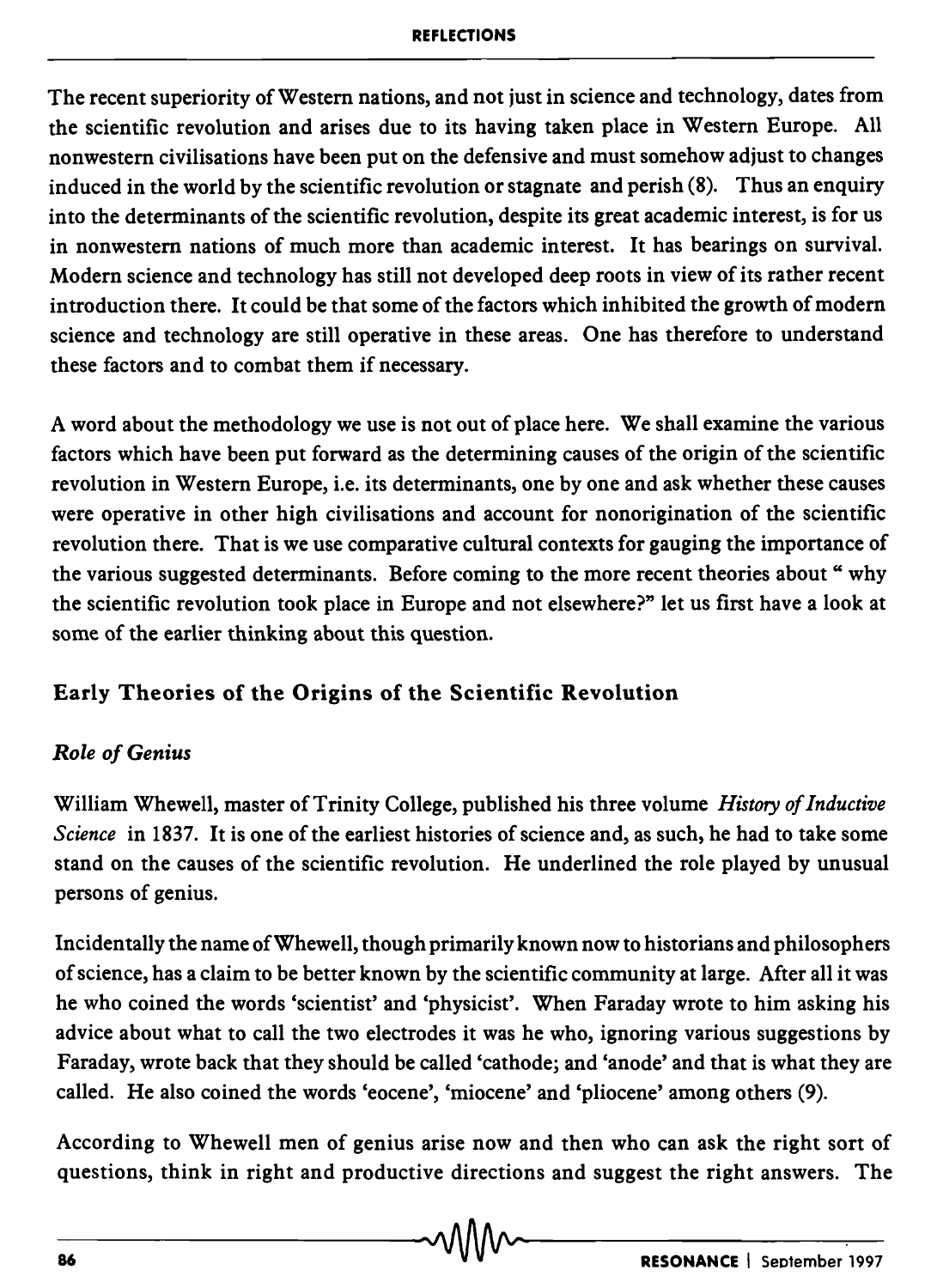The recent superiority of Western nations, and not just in science and technology, dates from the scientific revolution and arises due to its having taken place in Western Europe. All nonwestern civilisations have been put on the defensive and must somehow adjust to changes induced in the world by the scientific revolution or stagnate and perish (8). Thus an enquiry into the determinants of the scientific revolution, despite its great academic interest, is for us in nonwestern nations of much more than academic interest. It has bearings on survival. Modern science and technology has still not developed deep roots in view of its rather recent introduction there. It could be that some of the factors which inhibited the growth of modern science and technology are still operative in these areas. One has therefore to understand these factors and to combat them if necessary.

A word about the methodology we use is not out of place here. We shall examine the various factors which have been put forward as the determining causes of the origin of the scientific revolution in Western Europe, i.e. its determinants, one by one and ask whether these causes were operative in other high civilisations and account for nonorigination of the scientific revolution there. That is we use comparative cultural contexts for gauging the importance of the various suggested determinants. Before coming to the more recent theories about " why the scientific revolution took place in Europe and not elsewhere?" let us first have a look at some of the earlier thinking about this question.

## Early Theories of the Origins of the Scientific Revolution

### *Role of Genius*

William Whewell, master of Trinity College, published his three volume *History of Inductive Science* in 1837. It is one of the earliest histories of science and, as such, he had to take some stand on the causes of the scientific revolution. He underlined the role played by unusual persons of genius.

Incidentally the name of Whewell, though primarily known now to historians and philosophers of science, has a claim to be better known by the scientific community at large. After all it was he who coined the words 'scientist' and 'physicist'. When Faraday wrote to him asking his advice about what to call the two electrodes it was he who, ignoring various suggestions by Faraday, wrote back that they should be called 'cathode; and 'anode' and that is what they are called. He also coined the words 'eocene', 'miocene' and 'pliocene' among others (9).

According to Whewell men of genius arise now and then who can ask the right sort of questions, think in right and productive directions and suggest the right answers. The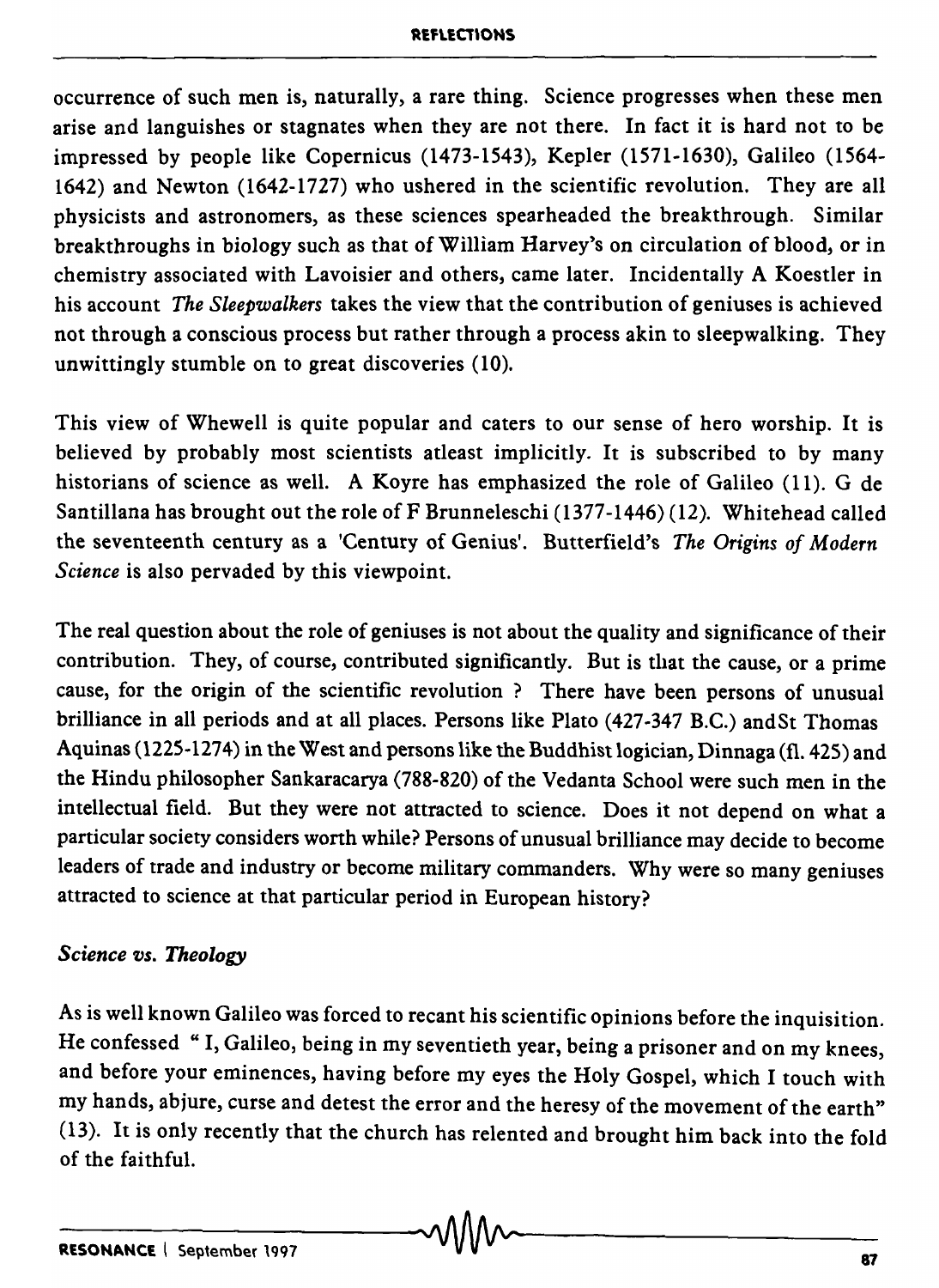occurrence of such men is, naturally, a rare thing. Science progresses when these men arise and languishes or stagnates when they are not there. In fact it is hard not to be impressed by people like Copernicus (1473-1543), Kepler (1571-1630), Galileo (1564-1642) and Newton (1642-1727) who ushered in the scientific revolution. They are all physicists and astronomers, as these sciences spearheaded the breakthrough. Similar breakthroughs in biology such as that of William Harvey's on circulation of blood, or in chemistry associated with Lavoisier and others, came later. Incidentally A Koestler in his account *The Sleepwalkers* takes the view that the contribution of geniuses is achieved not through a conscious process but rather through a process akin to sleepwalking. They unwittingly stumble on to great discoveries (10).

This view of Whewell is quite popular and caters to our sense of hero worship. It is believed by probably most scientists atleast implicitly. It is subscribed to by many historians of science as well. A Koyre has emphasized the role of Galileo (11). G de Santillana has brought out the role of F Brunneleschi (1377-1446) (12). Whitehead called the seventeenth century as a 'Century of Genius'. Butterfield's *The Origins of Modern Science* is also pervaded by this viewpoint.

The real question about the role of geniuses is not about the quality and significance of their contribution. They, of course, contributed significantly. But is that the cause, or a prime cause, for the origin of the scientific revolution ? There have been persons of unusual brilliance in all periods and at all places. Persons like Plato (427-347 B.C.) and St Thomas Aquinas (1225-1274) in the West and persons like the Buddhist logician, Dinnaga (fl. 425) and the Hindu philosopher Sankaracarya (788-820) of the Vedanta School were such men in the intellectual field. But they were not attracted to science. Does it not depend on what a particular society considers worth while? Persons of unusual brilliance may decide to become leaders of trade and industry or become military commanders. Why were so many geniuses attracted to science at that particular period in European history?

### *Science vs. Theology*

As is well known Galileo was forced to recant his scientific opinions before the inquisition. He confessed " I, Galileo, being in my seventieth year, being a prisoner and on my knees, and before your eminences, having before my eyes the Holy Gospel, which I touch with my hands, abjure, curse and detest the error and the heresy of the movement of the earth" (13). It is only recently that the church has relented and brought him back into the fold of the faithful.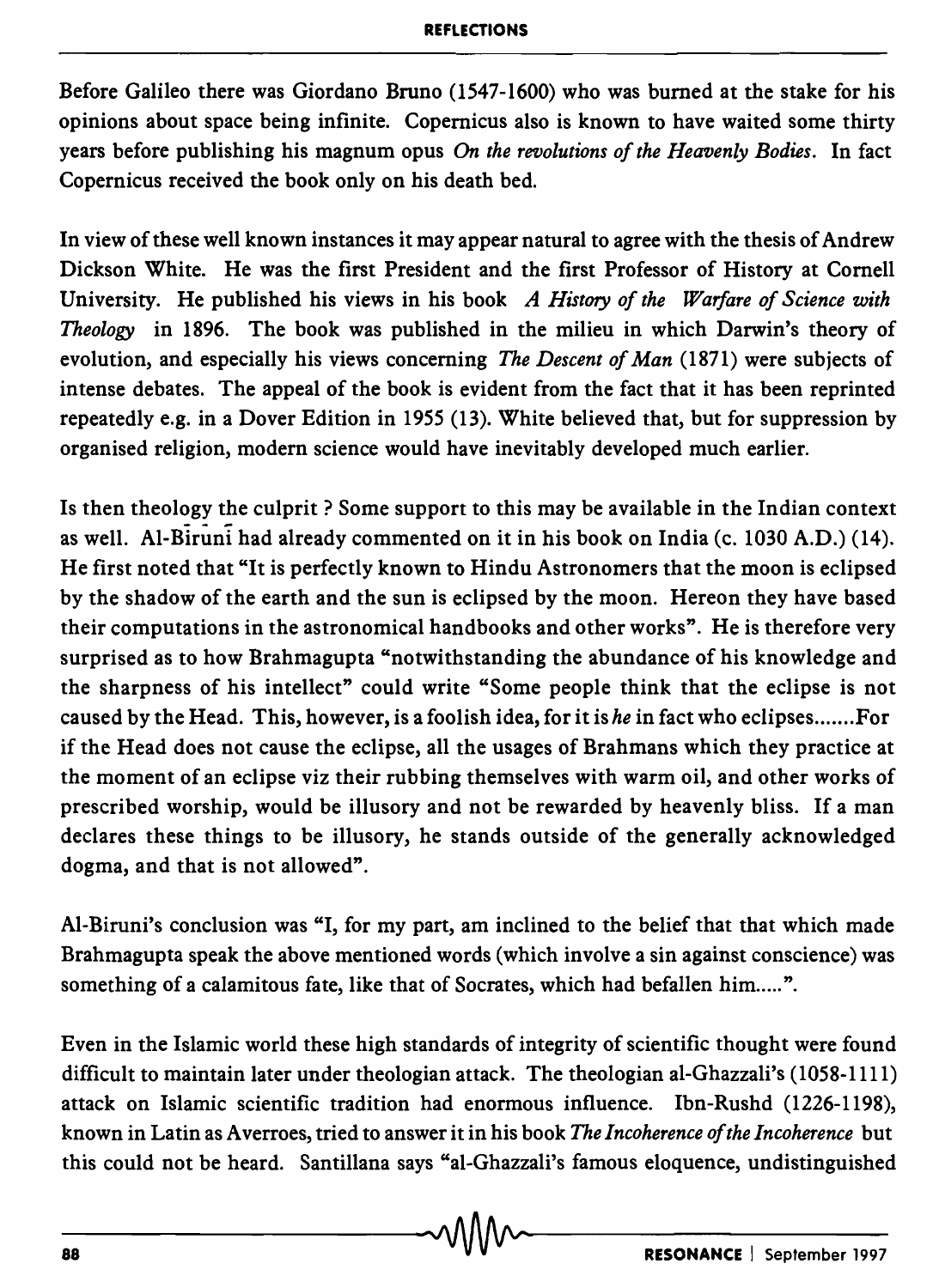Before Galileo there was Giordano Bruno (1547-1600) who was burned at the stake for his opinions about space being infinite. Copernicus also is known to have waited some thirty years before publishing his magnum opus *On the revolutions of the Heavenly Bodies*. In fact Copernicus received the book only on his death bed.

In view of these well known instances it may appear natural to agree with the thesis of Andrew Dickson White. He was the first President and the first Professor of History at Cornell University. He published his views in his book *A History of the Warfare of Science with Theology* in 1896. The book was published in the milieu in which Darwin's theory of evolution, and especially his views concerning *The Descent of Man* (1871) were subjects of intense debates. The appeal of the book is evident from the fact that it has been reprinted repeatedly e.g. in a Dover Edition in 1955 (13). White believed that, but for suppression by organised religion, modern science would have inevitably developed much earlier.

Is then theology the culprit ? Some support to this may be available in the Indian context as well. Al-Bīrunī had already commented on it in his book on India (c. 1030 A.D.) (14). He first noted that "It is perfectly known to Hindu Astronomers that the moon is eclipsed by the shadow of the earth and the sun is eclipsed by the moon. Hereon they have based their computations in the astronomical handbooks and other works". He is therefore very surprised as to how Brahmagupta "notwithstanding the abundance of his knowledge and the sharpness of his intellect" could write "Some people think that the eclipse is not caused by the Head. This, however, is a foolish idea, for it is *he* in fact who eclipses.......For if the Head does not cause the eclipse, all the usages of Brahmans which they practice at the moment of an eclipse viz their rubbing themselves with warm oil, and other works of prescribed worship, would be illusory and not be rewarded by heavenly bliss. If a man declares these things to be illusory, he stands outside of the generally acknowledged dogma, and that is not allowed".

Al-Biruni's conclusion was "I, for my part, am inclined to the belief that that which made Brahmagupta speak the above mentioned words (which involve a sin against conscience) was something of a calamitous fate, like that of Socrates, which had befallen him.....".

Even in the Islamic world these high standards of integrity of scientific thought were found difficult to maintain later under theologian attack. The theologian al-Ghazzali's (1058-1111) attack on Islamic scientific tradition had enormous influence. Ibn-Rushd (1226-1198), known in Latin as Averroes, tried to answer it in his book *The Incoherence of the Incoherence* but this could not be heard. Santillana says "al-Ghazzali's famous eloquence, undistinguished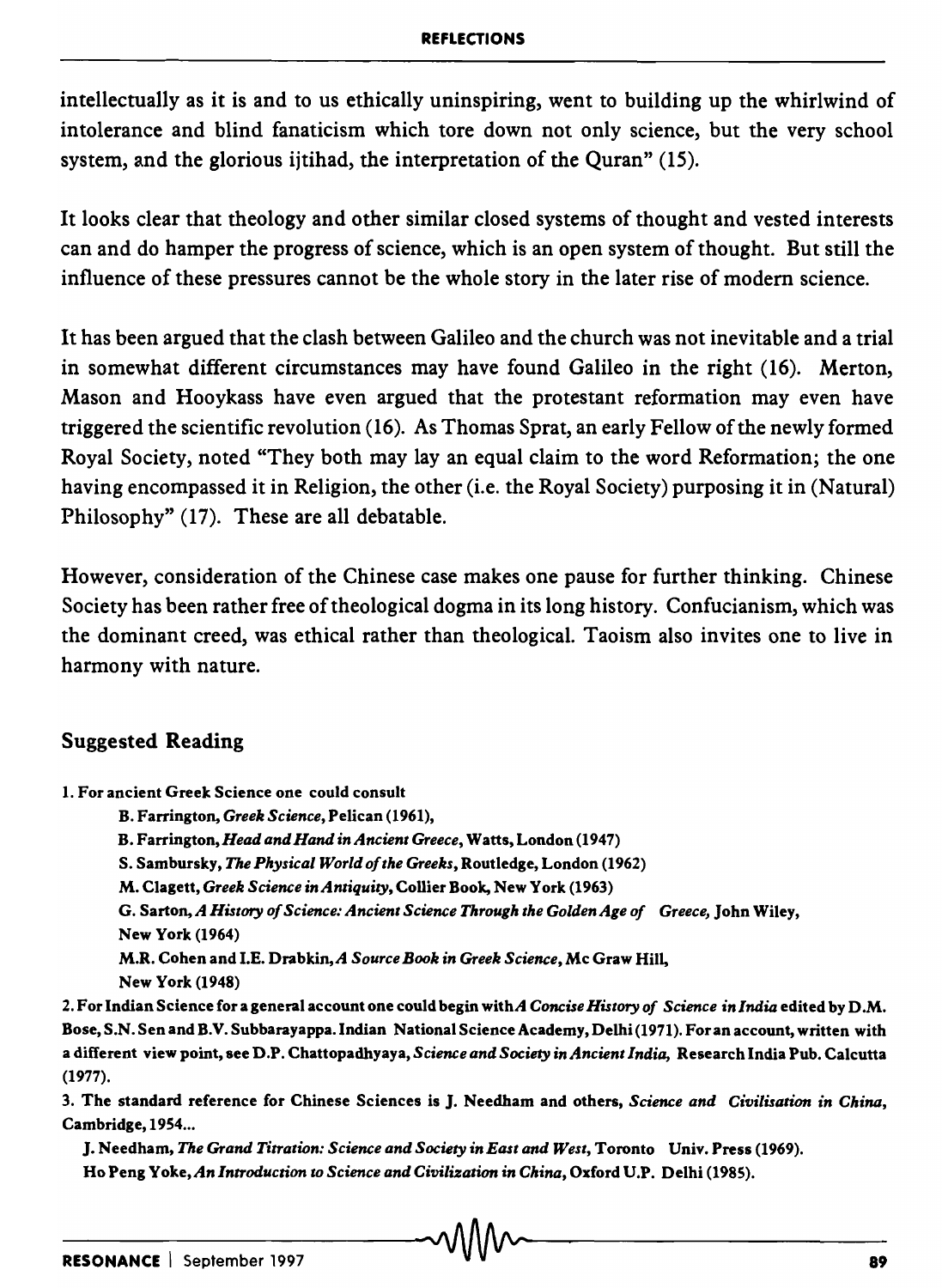intellectually as it is and to us ethically uninspiring, went to building up the whirlwind of intolerance and blind fanaticism which tore down not only science, but the very school system, and the glorious ijtihad, the interpretation of the Quran" (15).

It looks clear that theology and other similar closed systems of thought and vested interests can and do hamper the progress of science, which is an open system of thought. But still the influence of these pressures cannot be the whole story in the later rise of modern science.

It has been argued that the clash between Galileo and the church was not inevitable and a trial in somewhat different circumstances may have found Galileo in the right (16). Merton, Mason and Hooykass have even argued that the protestant reformation may even have triggered the scientific revolution (16). As Thomas Sprat, an early Fellow of the newly formed Royal Society, noted "They both may lay an equal claim to the word Reformation; the one having encompassed it in Religion, the other (i.e. the Royal Society) purposing it in (Natural) Philosophy" (17). These are all debatable.

However, consideration of the Chinese case makes one pause for further thinking. Chinese Society has been rather free of theological dogma in its long history. Confucianism, which was the dominant creed, was ethical rather than theological. Taoism also invites one to live in harmony with nature.

## Suggested Reading

1. For ancient Greek Science one could consult
   - B. Farrington, *Greek Science*, Pelican (1961),
   - B. Farrington, *Head and Hand in Ancient Greece*, Watts, London (1947)
   - S. Sambursky, *The Physical World of the Greeks*, Routledge, London (1962)
   - M. Clagett, *Greek Science in Antiquity*, Collier Book, New York (1963)
   - G. Sarton, *A History of Science: Ancient Science Through the Golden Age of Greece*, John Wiley, New York (1964)
   - M.R. Cohen and I.E. Drabkin, *A Source Book in Greek Science*, Mc Graw Hill, New York (1948)
2. For Indian Science for a general account one could begin with *A Concise History of Science in India* edited by D.M. Bose, S.N. Sen and B.V. Subbarayappa. Indian National Science Academy, Delhi (1971). For an account, written with a different view point, see D.P. Chattopadhyaya, *Science and Society in Ancient India*, Research India Pub. Calcutta (1977).
3. The standard reference for Chinese Sciences is J. Needham and others, *Science and Civilisation in China*, Cambridge, 1954...
   - J. Needham, *The Grand Titration: Science and Society in East and West*, Toronto Univ. Press (1969).
   - Ho Peng Yoke, *An Introduction to Science and Civilization in China*, Oxford U.P. Delhi (1985).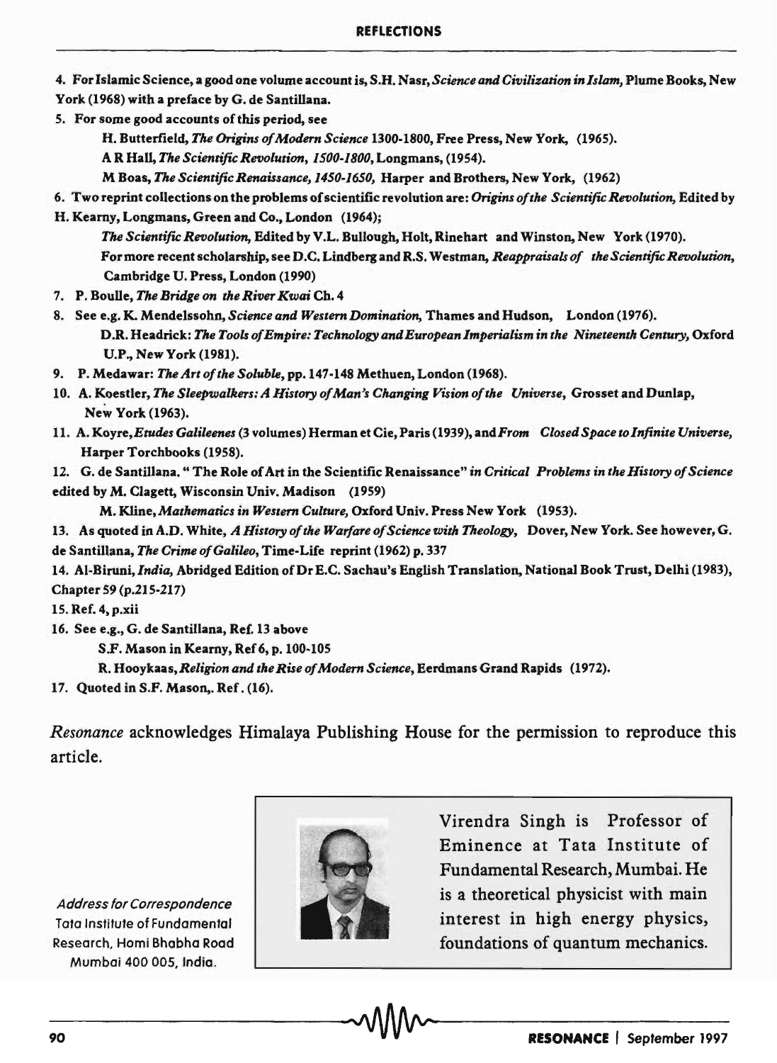4. For Islamic Science, a good one volume account is, S.H. Nasr, *Science and Civilization in Islam*, Plume Books, New York (1968) with a preface by G. de Santillana.

5. For some good accounts of this period, see

   H. Butterfield, *The Origins of Modern Science* 1300-1800, Free Press, New York, (1965).

   A R Hall, *The Scientific Revolution, 1500-1800*, Longmans, (1954).

   M Boas, *The Scientific Renaissance, 1450-1650*, Harper and Brothers, New York, (1962)

6. Two reprint collections on the problems of scientific revolution are: *Origins of the Scientific Revolution*, Edited by H. Kearny, Longmans, Green and Co., London (1964);

   *The Scientific Revolution*, Edited by V.L. Bullough, Holt, Rinehart and Winston, New York (1970).

   For more recent scholarship, see D.C. Lindberg and R.S. Westman, *Reappraisals of the Scientific Revolution*, Cambridge U. Press, London (1990)

7. P. Boulle, *The Bridge on the River Kwai* Ch. 4

8. See e.g. K. Mendelssohn, *Science and Western Domination*, Thames and Hudson, London (1976).

   D.R. Headrick: *The Tools of Empire: Technology and European Imperialism in the Nineteenth Century*, Oxford U.P., New York (1981).

9. P. Medawar: *The Art of the Soluble*, pp. 147-148 Methuen, London (1968).

10. A. Koestler, *The Sleepwalkers: A History of Man's Changing Vision of the Universe*, Grosset and Dunlap, New York (1963).

11. A. Koyre, *Etudes Galileenes* (3 volumes) Herman et Cie, Paris (1939), and *From Closed Space to Infinite Universe*, Harper Torchbooks (1958).

12. G. de Santillana. " The Role of Art in the Scientific Renaissance" *in Critical Problems in the History of Science* edited by M. Clagett, Wisconsin Univ. Madison (1959)

    M. Kline, *Mathematics in Western Culture*, Oxford Univ. Press New York (1953).

13. As quoted in A.D. White, *A History of the Warfare of Science with Theology*, Dover, New York. See however, G. de Santillana, *The Crime of Galileo*, Time-Life reprint (1962) p. 337

14. Al-Biruni, *India*, Abridged Edition of Dr E.C. Sachau's English Translation, National Book Trust, Delhi (1983), Chapter 59 (p.215-217)

15. Ref. 4, p.xii

16. See e.g., G. de Santillana, Ref. 13 above

    S.F. Mason in Kearny, Ref 6, p. 100-105

    R. Hooykaas, *Religion and the Rise of Modern Science*, Eerdmans Grand Rapids (1972).

17. Quoted in S.F. Mason,. Ref. (16).

*Resonance* acknowledges Himalaya Publishing House for the permission to reproduce this article.

Virendra Singh is Professor of Eminence at Tata Institute of Fundamental Research, Mumbai. He is a theoretical physicist with main interest in high energy physics, foundations of quantum mechanics.

*Address for Correspondence*
Tata Institute of Fundamental Research, Homi Bhabha Road
Mumbai 400 005, India.